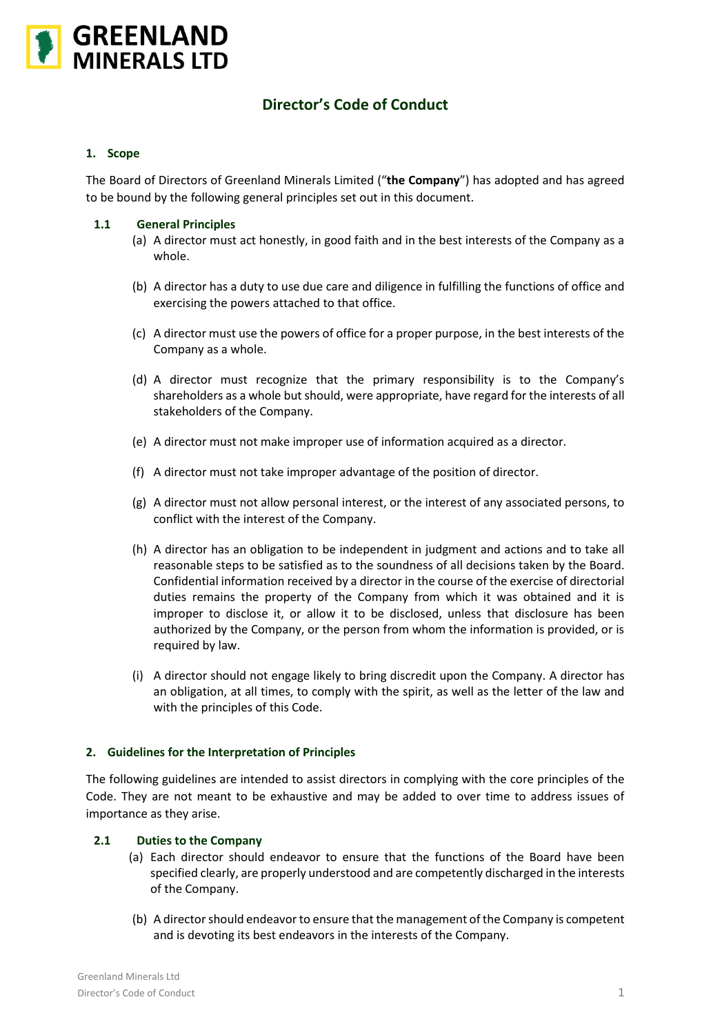**GREENLAND MINERALS LTD**

# Director's Code of Conduct

## 1. Scope

The Board of Directors of Greenland Minerals Limited ("**the Company**") has adopted and has agreed to be bound by the following general principles set out in this document.

### 1.1 General Principles

(a) A director must act honestly, in good faith and in the best interests of the Company as a whole.

(b) A director has a duty to use due care and diligence in fulfilling the functions of office and exercising the powers attached to that office.

(c) A director must use the powers of office for a proper purpose, in the best interests of the Company as a whole.

(d) A director must recognize that the primary responsibility is to the Company's shareholders as a whole but should, were appropriate, have regard for the interests of all stakeholders of the Company.

(e) A director must not make improper use of information acquired as a director.

(f) A director must not take improper advantage of the position of director.

(g) A director must not allow personal interest, or the interest of any associated persons, to conflict with the interest of the Company.

(h) A director has an obligation to be independent in judgment and actions and to take all reasonable steps to be satisfied as to the soundness of all decisions taken by the Board. Confidential information received by a director in the course of the exercise of directorial duties remains the property of the Company from which it was obtained and it is improper to disclose it, or allow it to be disclosed, unless that disclosure has been authorized by the Company, or the person from whom the information is provided, or is required by law.

(i) A director should not engage likely to bring discredit upon the Company. A director has an obligation, at all times, to comply with the spirit, as well as the letter of the law and with the principles of this Code.

## 2. Guidelines for the Interpretation of Principles

The following guidelines are intended to assist directors in complying with the core principles of the Code. They are not meant to be exhaustive and may be added to over time to address issues of importance as they arise.

### 2.1 Duties to the Company

(a) Each director should endeavor to ensure that the functions of the Board have been specified clearly, are properly understood and are competently discharged in the interests of the Company.

(b) A director should endeavor to ensure that the management of the Company is competent and is devoting its best endeavors in the interests of the Company.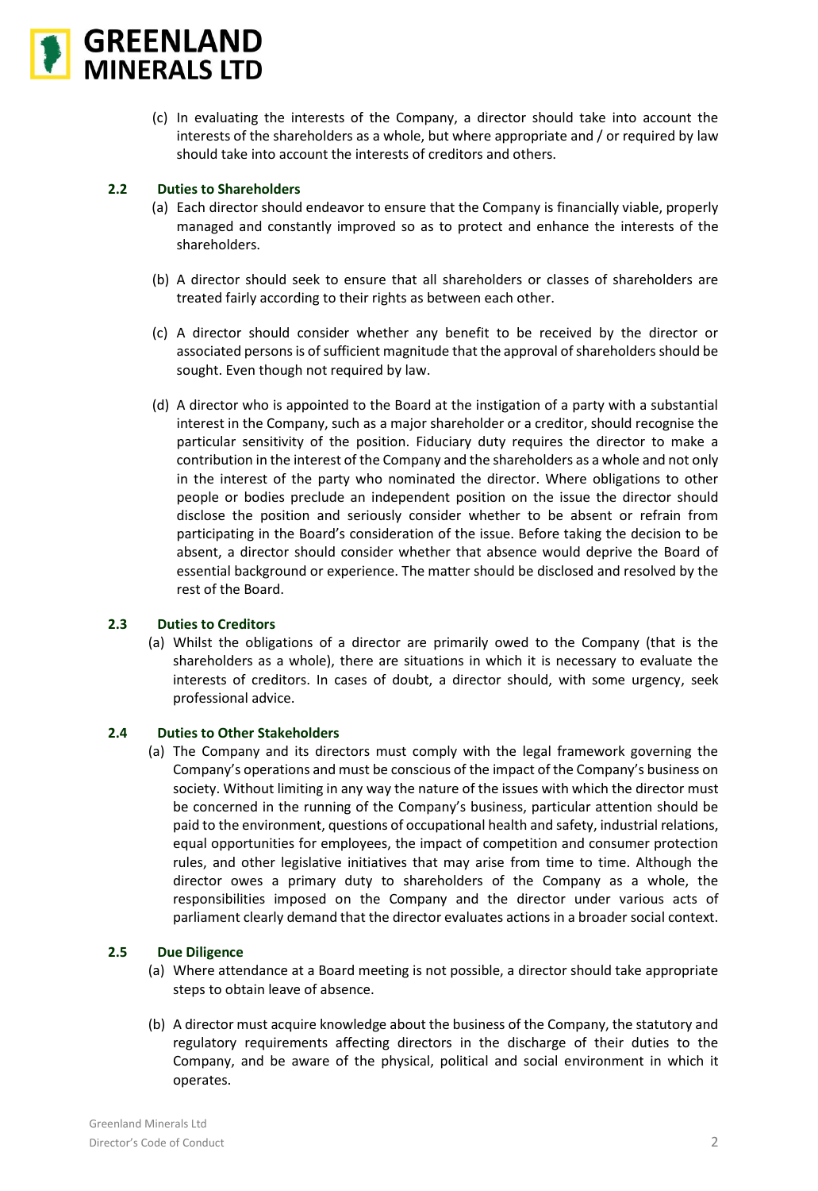(c) In evaluating the interests of the Company, a director should take into account the interests of the shareholders as a whole, but where appropriate and / or required by law should take into account the interests of creditors and others.

### 2.2 Duties to Shareholders

(a) Each director should endeavor to ensure that the Company is financially viable, properly managed and constantly improved so as to protect and enhance the interests of the shareholders.

(b) A director should seek to ensure that all shareholders or classes of shareholders are treated fairly according to their rights as between each other.

(c) A director should consider whether any benefit to be received by the director or associated persons is of sufficient magnitude that the approval of shareholders should be sought. Even though not required by law.

(d) A director who is appointed to the Board at the instigation of a party with a substantial interest in the Company, such as a major shareholder or a creditor, should recognise the particular sensitivity of the position. Fiduciary duty requires the director to make a contribution in the interest of the Company and the shareholders as a whole and not only in the interest of the party who nominated the director. Where obligations to other people or bodies preclude an independent position on the issue the director should disclose the position and seriously consider whether to be absent or refrain from participating in the Board's consideration of the issue. Before taking the decision to be absent, a director should consider whether that absence would deprive the Board of essential background or experience. The matter should be disclosed and resolved by the rest of the Board.

### 2.3 Duties to Creditors

(a) Whilst the obligations of a director are primarily owed to the Company (that is the shareholders as a whole), there are situations in which it is necessary to evaluate the interests of creditors. In cases of doubt, a director should, with some urgency, seek professional advice.

### 2.4 Duties to Other Stakeholders

(a) The Company and its directors must comply with the legal framework governing the Company's operations and must be conscious of the impact of the Company's business on society. Without limiting in any way the nature of the issues with which the director must be concerned in the running of the Company's business, particular attention should be paid to the environment, questions of occupational health and safety, industrial relations, equal opportunities for employees, the impact of competition and consumer protection rules, and other legislative initiatives that may arise from time to time. Although the director owes a primary duty to shareholders of the Company as a whole, the responsibilities imposed on the Company and the director under various acts of parliament clearly demand that the director evaluates actions in a broader social context.

### 2.5 Due Diligence

(a) Where attendance at a Board meeting is not possible, a director should take appropriate steps to obtain leave of absence.

(b) A director must acquire knowledge about the business of the Company, the statutory and regulatory requirements affecting directors in the discharge of their duties to the Company, and be aware of the physical, political and social environment in which it operates.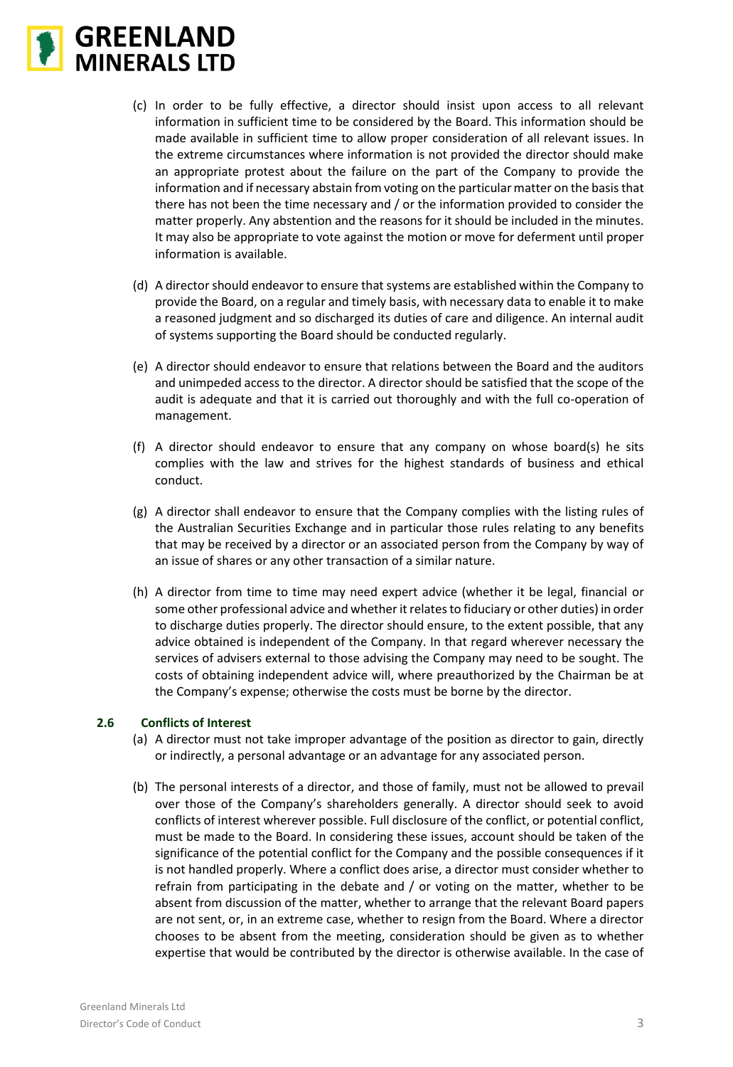(c) In order to be fully effective, a director should insist upon access to all relevant information in sufficient time to be considered by the Board. This information should be made available in sufficient time to allow proper consideration of all relevant issues. In the extreme circumstances where information is not provided the director should make an appropriate protest about the failure on the part of the Company to provide the information and if necessary abstain from voting on the particular matter on the basis that there has not been the time necessary and / or the information provided to consider the matter properly. Any abstention and the reasons for it should be included in the minutes. It may also be appropriate to vote against the motion or move for deferment until proper information is available.

(d) A director should endeavor to ensure that systems are established within the Company to provide the Board, on a regular and timely basis, with necessary data to enable it to make a reasoned judgment and so discharged its duties of care and diligence. An internal audit of systems supporting the Board should be conducted regularly.

(e) A director should endeavor to ensure that relations between the Board and the auditors and unimpeded access to the director. A director should be satisfied that the scope of the audit is adequate and that it is carried out thoroughly and with the full co-operation of management.

(f) A director should endeavor to ensure that any company on whose board(s) he sits complies with the law and strives for the highest standards of business and ethical conduct.

(g) A director shall endeavor to ensure that the Company complies with the listing rules of the Australian Securities Exchange and in particular those rules relating to any benefits that may be received by a director or an associated person from the Company by way of an issue of shares or any other transaction of a similar nature.

(h) A director from time to time may need expert advice (whether it be legal, financial or some other professional advice and whether it relates to fiduciary or other duties) in order to discharge duties properly. The director should ensure, to the extent possible, that any advice obtained is independent of the Company. In that regard wherever necessary the services of advisers external to those advising the Company may need to be sought. The costs of obtaining independent advice will, where preauthorized by the Chairman be at the Company's expense; otherwise the costs must be borne by the director.

### 2.6 Conflicts of Interest

(a) A director must not take improper advantage of the position as director to gain, directly or indirectly, a personal advantage or an advantage for any associated person.

(b) The personal interests of a director, and those of family, must not be allowed to prevail over those of the Company's shareholders generally. A director should seek to avoid conflicts of interest wherever possible. Full disclosure of the conflict, or potential conflict, must be made to the Board. In considering these issues, account should be taken of the significance of the potential conflict for the Company and the possible consequences if it is not handled properly. Where a conflict does arise, a director must consider whether to refrain from participating in the debate and / or voting on the matter, whether to be absent from discussion of the matter, whether to arrange that the relevant Board papers are not sent, or, in an extreme case, whether to resign from the Board. Where a director chooses to be absent from the meeting, consideration should be given as to whether expertise that would be contributed by the director is otherwise available. In the case of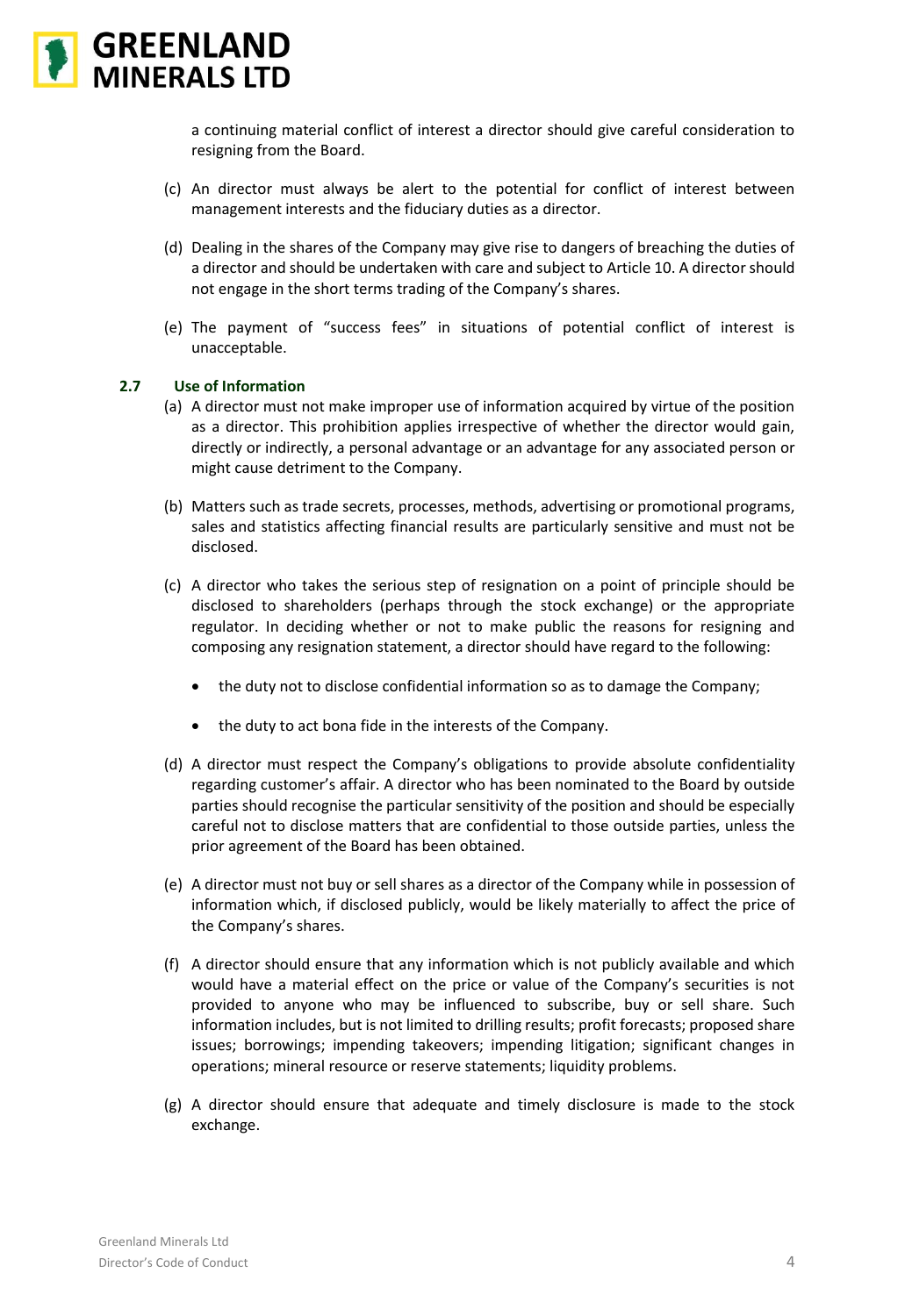a continuing material conflict of interest a director should give careful consideration to resigning from the Board.

(c) An director must always be alert to the potential for conflict of interest between management interests and the fiduciary duties as a director.

(d) Dealing in the shares of the Company may give rise to dangers of breaching the duties of a director and should be undertaken with care and subject to Article 10. A director should not engage in the short terms trading of the Company's shares.

(e) The payment of "success fees" in situations of potential conflict of interest is unacceptable.

### 2.7 Use of Information

(a) A director must not make improper use of information acquired by virtue of the position as a director. This prohibition applies irrespective of whether the director would gain, directly or indirectly, a personal advantage or an advantage for any associated person or might cause detriment to the Company.

(b) Matters such as trade secrets, processes, methods, advertising or promotional programs, sales and statistics affecting financial results are particularly sensitive and must not be disclosed.

(c) A director who takes the serious step of resignation on a point of principle should be disclosed to shareholders (perhaps through the stock exchange) or the appropriate regulator. In deciding whether or not to make public the reasons for resigning and composing any resignation statement, a director should have regard to the following:

- the duty not to disclose confidential information so as to damage the Company;
- the duty to act bona fide in the interests of the Company.

(d) A director must respect the Company's obligations to provide absolute confidentiality regarding customer's affair. A director who has been nominated to the Board by outside parties should recognise the particular sensitivity of the position and should be especially careful not to disclose matters that are confidential to those outside parties, unless the prior agreement of the Board has been obtained.

(e) A director must not buy or sell shares as a director of the Company while in possession of information which, if disclosed publicly, would be likely materially to affect the price of the Company's shares.

(f) A director should ensure that any information which is not publicly available and which would have a material effect on the price or value of the Company's securities is not provided to anyone who may be influenced to subscribe, buy or sell share. Such information includes, but is not limited to drilling results; profit forecasts; proposed share issues; borrowings; impending takeovers; impending litigation; significant changes in operations; mineral resource or reserve statements; liquidity problems.

(g) A director should ensure that adequate and timely disclosure is made to the stock exchange.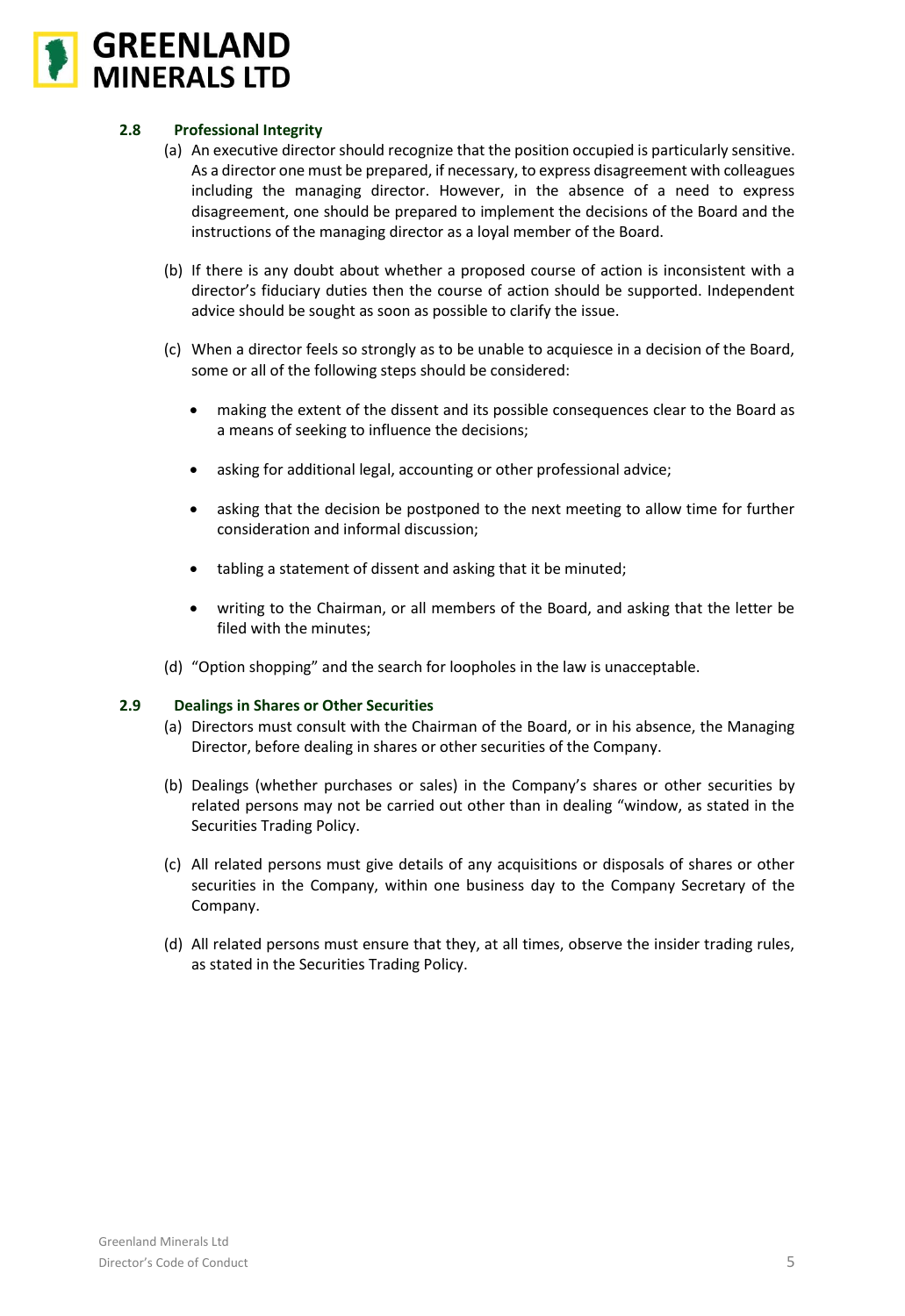### 2.8 Professional Integrity

(a) An executive director should recognize that the position occupied is particularly sensitive. As a director one must be prepared, if necessary, to express disagreement with colleagues including the managing director. However, in the absence of a need to express disagreement, one should be prepared to implement the decisions of the Board and the instructions of the managing director as a loyal member of the Board.

(b) If there is any doubt about whether a proposed course of action is inconsistent with a director's fiduciary duties then the course of action should be supported. Independent advice should be sought as soon as possible to clarify the issue.

(c) When a director feels so strongly as to be unable to acquiesce in a decision of the Board, some or all of the following steps should be considered:

- making the extent of the dissent and its possible consequences clear to the Board as a means of seeking to influence the decisions;
- asking for additional legal, accounting or other professional advice;
- asking that the decision be postponed to the next meeting to allow time for further consideration and informal discussion;
- tabling a statement of dissent and asking that it be minuted;
- writing to the Chairman, or all members of the Board, and asking that the letter be filed with the minutes;

(d) "Option shopping" and the search for loopholes in the law is unacceptable.

### 2.9 Dealings in Shares or Other Securities

(a) Directors must consult with the Chairman of the Board, or in his absence, the Managing Director, before dealing in shares or other securities of the Company.

(b) Dealings (whether purchases or sales) in the Company's shares or other securities by related persons may not be carried out other than in dealing "window, as stated in the Securities Trading Policy.

(c) All related persons must give details of any acquisitions or disposals of shares or other securities in the Company, within one business day to the Company Secretary of the Company.

(d) All related persons must ensure that they, at all times, observe the insider trading rules, as stated in the Securities Trading Policy.